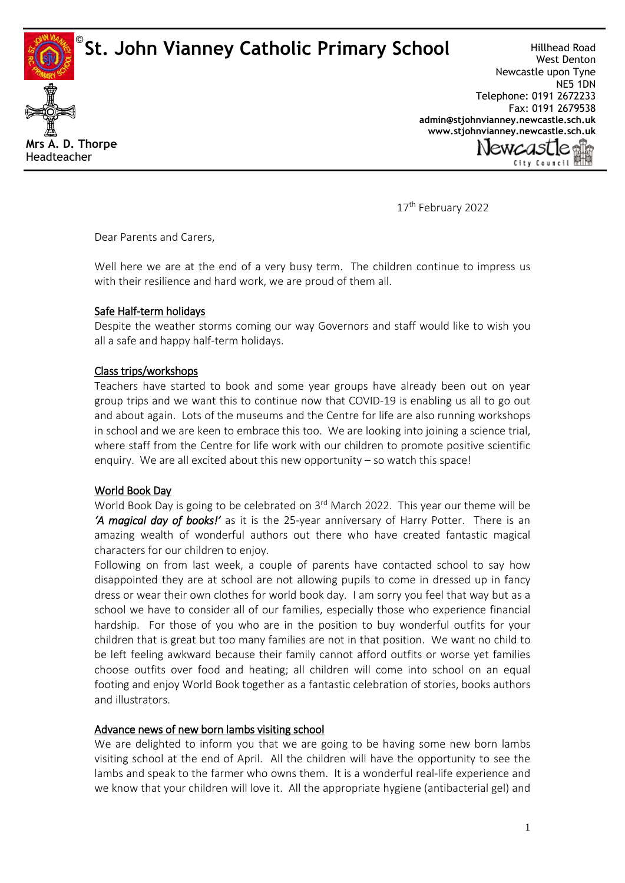# St. John Vianney Catholic Primary School

Hillhead Road
West Denton
Newcastle upon Tyne
NE5 1DN
Telephone: 0191 2672233
Fax: 0191 2679538
**admin@stjohnvianney.newcastle.sch.uk**
**www.stjohnvianney.newcastle.sch.uk**

**Mrs A. D. Thorpe**
Headteacher

17th February 2022

Dear Parents and Carers,

Well here we are at the end of a very busy term. The children continue to impress us with their resilience and hard work, we are proud of them all.

## Safe Half-term holidays

Despite the weather storms coming our way Governors and staff would like to wish you all a safe and happy half-term holidays.

## Class trips/workshops

Teachers have started to book and some year groups have already been out on year group trips and we want this to continue now that COVID-19 is enabling us all to go out and about again. Lots of the museums and the Centre for life are also running workshops in school and we are keen to embrace this too. We are looking into joining a science trial, where staff from the Centre for life work with our children to promote positive scientific enquiry. We are all excited about this new opportunity – so watch this space!

## World Book Day

World Book Day is going to be celebrated on 3rd March 2022. This year our theme will be ***'A magical day of books!'*** as it is the 25-year anniversary of Harry Potter. There is an amazing wealth of wonderful authors out there who have created fantastic magical characters for our children to enjoy.

Following on from last week, a couple of parents have contacted school to say how disappointed they are at school are not allowing pupils to come in dressed up in fancy dress or wear their own clothes for world book day. I am sorry you feel that way but as a school we have to consider all of our families, especially those who experience financial hardship. For those of you who are in the position to buy wonderful outfits for your children that is great but too many families are not in that position. We want no child to be left feeling awkward because their family cannot afford outfits or worse yet families choose outfits over food and heating; all children will come into school on an equal footing and enjoy World Book together as a fantastic celebration of stories, books authors and illustrators.

## Advance news of new born lambs visiting school

We are delighted to inform you that we are going to be having some new born lambs visiting school at the end of April. All the children will have the opportunity to see the lambs and speak to the farmer who owns them. It is a wonderful real-life experience and we know that your children will love it. All the appropriate hygiene (antibacterial gel) and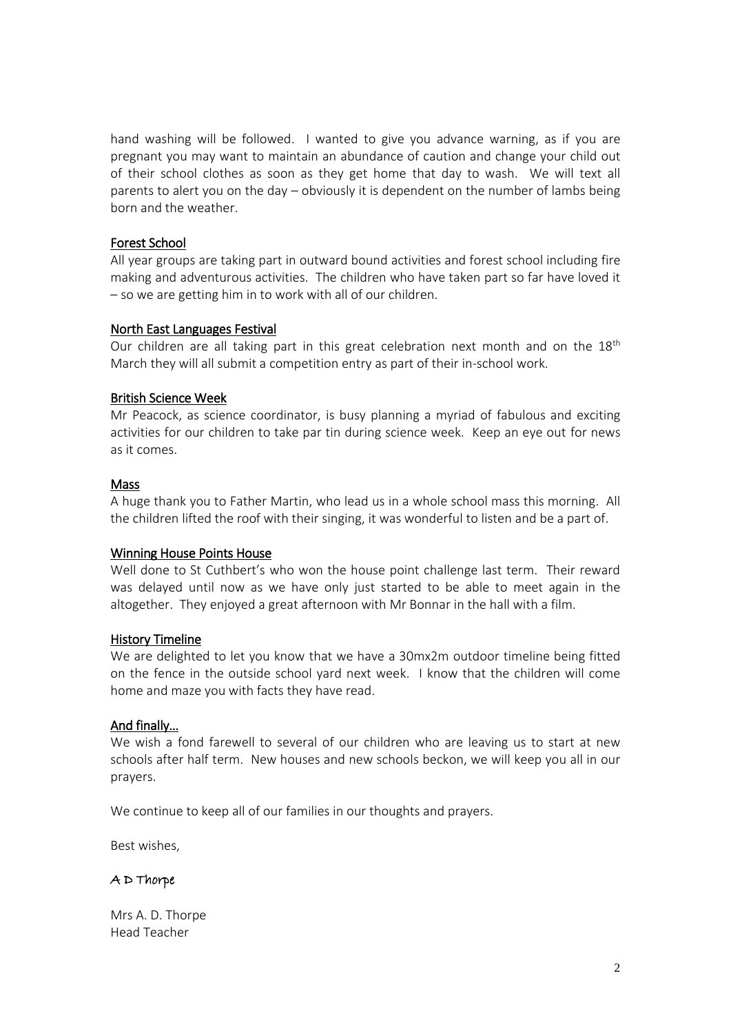hand washing will be followed. I wanted to give you advance warning, as if you are pregnant you may want to maintain an abundance of caution and change your child out of their school clothes as soon as they get home that day to wash. We will text all parents to alert you on the day – obviously it is dependent on the number of lambs being born and the weather.

## Forest School

All year groups are taking part in outward bound activities and forest school including fire making and adventurous activities. The children who have taken part so far have loved it – so we are getting him in to work with all of our children.

## North East Languages Festival

Our children are all taking part in this great celebration next month and on the 18th March they will all submit a competition entry as part of their in-school work.

## British Science Week

Mr Peacock, as science coordinator, is busy planning a myriad of fabulous and exciting activities for our children to take par tin during science week. Keep an eye out for news as it comes.

## Mass

A huge thank you to Father Martin, who lead us in a whole school mass this morning. All the children lifted the roof with their singing, it was wonderful to listen and be a part of.

## Winning House Points House

Well done to St Cuthbert's who won the house point challenge last term. Their reward was delayed until now as we have only just started to be able to meet again in the altogether. They enjoyed a great afternoon with Mr Bonnar in the hall with a film.

## History Timeline

We are delighted to let you know that we have a 30mx2m outdoor timeline being fitted on the fence in the outside school yard next week. I know that the children will come home and maze you with facts they have read.

## And finally…

We wish a fond farewell to several of our children who are leaving us to start at new schools after half term. New houses and new schools beckon, we will keep you all in our prayers.

We continue to keep all of our families in our thoughts and prayers.

Best wishes,

*A D Thorpe*

Mrs A. D. Thorpe  
Head Teacher